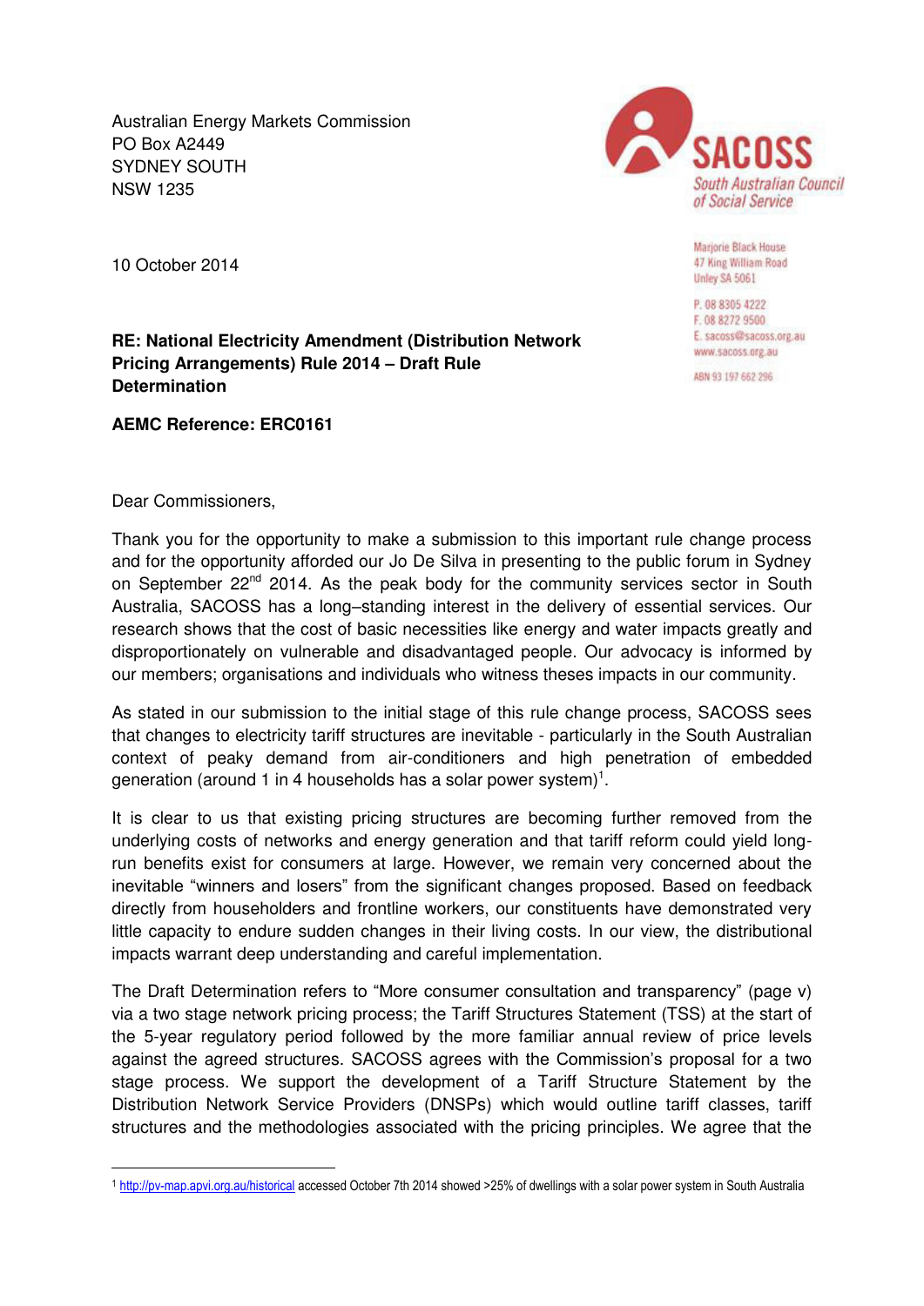Australian Energy Markets Commission
PO Box A2449
SYDNEY SOUTH
NSW 1235

SACOSS
South Australian Council of Social Service

Marjorie Black House
47 King William Road
Unley SA 5061

P. 08 8305 4222
F. 08 8272 9500
E. sacoss@sacoss.org.au
www.sacoss.org.au

ABN 93 197 662 296

10 October 2014

**RE: National Electricity Amendment (Distribution Network Pricing Arrangements) Rule 2014 – Draft Rule Determination**

**AEMC Reference: ERC0161**

Dear Commissioners,

Thank you for the opportunity to make a submission to this important rule change process and for the opportunity afforded our Jo De Silva in presenting to the public forum in Sydney on September 22nd 2014. As the peak body for the community services sector in South Australia, SACOSS has a long–standing interest in the delivery of essential services. Our research shows that the cost of basic necessities like energy and water impacts greatly and disproportionately on vulnerable and disadvantaged people. Our advocacy is informed by our members; organisations and individuals who witness theses impacts in our community.

As stated in our submission to the initial stage of this rule change process, SACOSS sees that changes to electricity tariff structures are inevitable - particularly in the South Australian context of peaky demand from air-conditioners and high penetration of embedded generation (around 1 in 4 households has a solar power system)[1].

It is clear to us that existing pricing structures are becoming further removed from the underlying costs of networks and energy generation and that tariff reform could yield long-run benefits exist for consumers at large. However, we remain very concerned about the inevitable "winners and losers" from the significant changes proposed. Based on feedback directly from householders and frontline workers, our constituents have demonstrated very little capacity to endure sudden changes in their living costs. In our view, the distributional impacts warrant deep understanding and careful implementation.

The Draft Determination refers to "More consumer consultation and transparency" (page v) via a two stage network pricing process; the Tariff Structures Statement (TSS) at the start of the 5-year regulatory period followed by the more familiar annual review of price levels against the agreed structures. SACOSS agrees with the Commission's proposal for a two stage process. We support the development of a Tariff Structure Statement by the Distribution Network Service Providers (DNSPs) which would outline tariff classes, tariff structures and the methodologies associated with the pricing principles. We agree that the

[1] http://pv-map.apvi.org.au/historical accessed October 7th 2014 showed >25% of dwellings with a solar power system in South Australia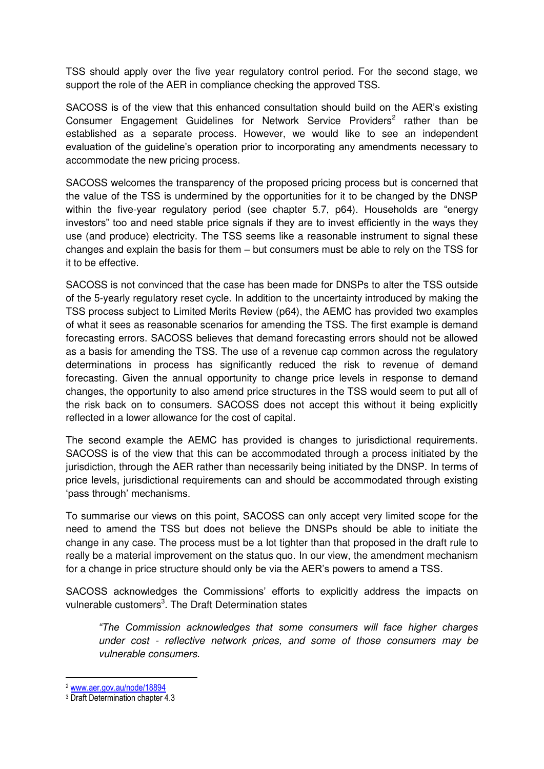TSS should apply over the five year regulatory control period. For the second stage, we support the role of the AER in compliance checking the approved TSS.

SACOSS is of the view that this enhanced consultation should build on the AER's existing Consumer Engagement Guidelines for Network Service Providers[2] rather than be established as a separate process. However, we would like to see an independent evaluation of the guideline's operation prior to incorporating any amendments necessary to accommodate the new pricing process.

SACOSS welcomes the transparency of the proposed pricing process but is concerned that the value of the TSS is undermined by the opportunities for it to be changed by the DNSP within the five-year regulatory period (see chapter 5.7, p64). Households are "energy investors" too and need stable price signals if they are to invest efficiently in the ways they use (and produce) electricity. The TSS seems like a reasonable instrument to signal these changes and explain the basis for them – but consumers must be able to rely on the TSS for it to be effective.

SACOSS is not convinced that the case has been made for DNSPs to alter the TSS outside of the 5-yearly regulatory reset cycle. In addition to the uncertainty introduced by making the TSS process subject to Limited Merits Review (p64), the AEMC has provided two examples of what it sees as reasonable scenarios for amending the TSS. The first example is demand forecasting errors. SACOSS believes that demand forecasting errors should not be allowed as a basis for amending the TSS. The use of a revenue cap common across the regulatory determinations in process has significantly reduced the risk to revenue of demand forecasting. Given the annual opportunity to change price levels in response to demand changes, the opportunity to also amend price structures in the TSS would seem to put all of the risk back on to consumers. SACOSS does not accept this without it being explicitly reflected in a lower allowance for the cost of capital.

The second example the AEMC has provided is changes to jurisdictional requirements. SACOSS is of the view that this can be accommodated through a process initiated by the jurisdiction, through the AER rather than necessarily being initiated by the DNSP. In terms of price levels, jurisdictional requirements can and should be accommodated through existing 'pass through' mechanisms.

To summarise our views on this point, SACOSS can only accept very limited scope for the need to amend the TSS but does not believe the DNSPs should be able to initiate the change in any case. The process must be a lot tighter than that proposed in the draft rule to really be a material improvement on the status quo. In our view, the amendment mechanism for a change in price structure should only be via the AER's powers to amend a TSS.

SACOSS acknowledges the Commissions' efforts to explicitly address the impacts on vulnerable customers[3]. The Draft Determination states

> *"The Commission acknowledges that some consumers will face higher charges under cost - reflective network prices, and some of those consumers may be vulnerable consumers.*

---

[2] www.aer.gov.au/node/18894

[3] Draft Determination chapter 4.3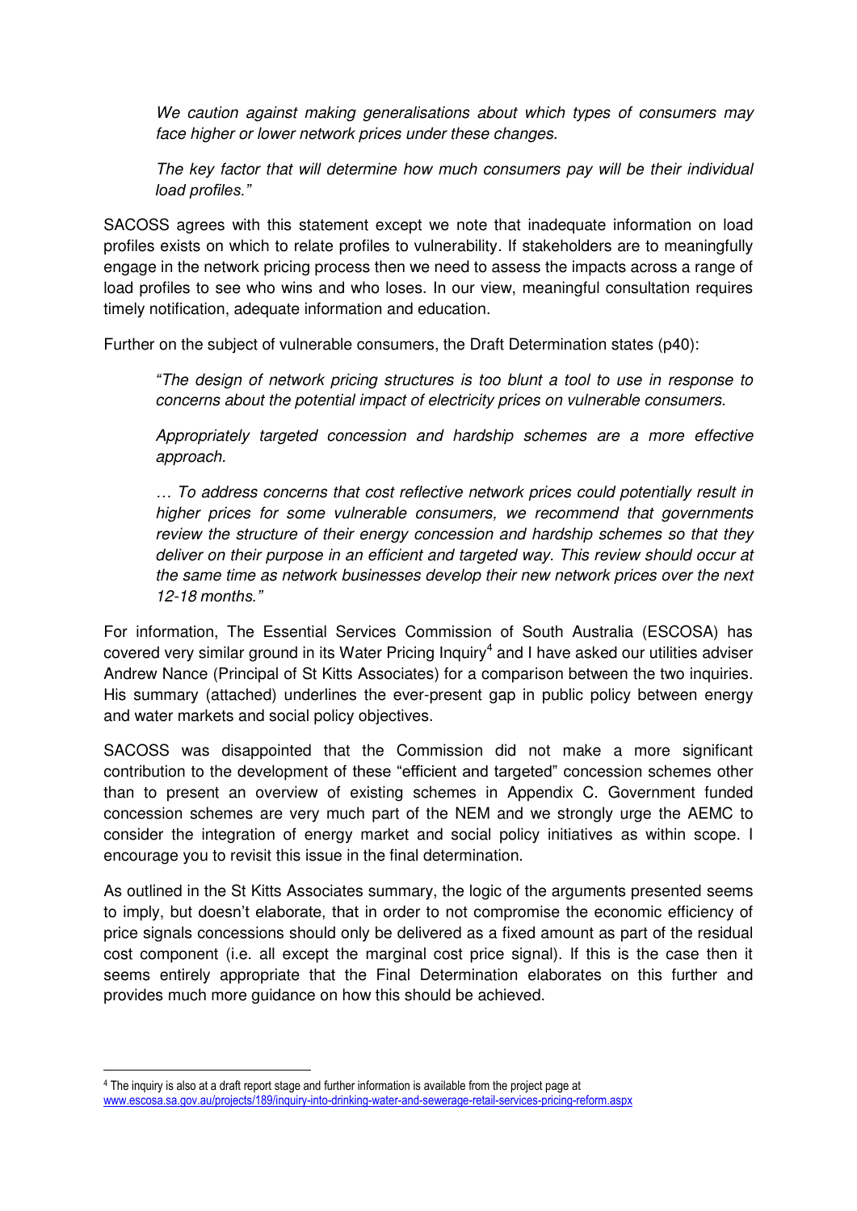*We caution against making generalisations about which types of consumers may face higher or lower network prices under these changes.*

*The key factor that will determine how much consumers pay will be their individual load profiles."*

SACOSS agrees with this statement except we note that inadequate information on load profiles exists on which to relate profiles to vulnerability. If stakeholders are to meaningfully engage in the network pricing process then we need to assess the impacts across a range of load profiles to see who wins and who loses. In our view, meaningful consultation requires timely notification, adequate information and education.

Further on the subject of vulnerable consumers, the Draft Determination states (p40):

> *"The design of network pricing structures is too blunt a tool to use in response to concerns about the potential impact of electricity prices on vulnerable consumers.*
>
> *Appropriately targeted concession and hardship schemes are a more effective approach.*
>
> *… To address concerns that cost reflective network prices could potentially result in higher prices for some vulnerable consumers, we recommend that governments review the structure of their energy concession and hardship schemes so that they deliver on their purpose in an efficient and targeted way. This review should occur at the same time as network businesses develop their new network prices over the next 12-18 months."*

For information, The Essential Services Commission of South Australia (ESCOSA) has covered very similar ground in its Water Pricing Inquiry[4] and I have asked our utilities adviser Andrew Nance (Principal of St Kitts Associates) for a comparison between the two inquiries. His summary (attached) underlines the ever-present gap in public policy between energy and water markets and social policy objectives.

SACOSS was disappointed that the Commission did not make a more significant contribution to the development of these "efficient and targeted" concession schemes other than to present an overview of existing schemes in Appendix C. Government funded concession schemes are very much part of the NEM and we strongly urge the AEMC to consider the integration of energy market and social policy initiatives as within scope. I encourage you to revisit this issue in the final determination.

As outlined in the St Kitts Associates summary, the logic of the arguments presented seems to imply, but doesn't elaborate, that in order to not compromise the economic efficiency of price signals concessions should only be delivered as a fixed amount as part of the residual cost component (i.e. all except the marginal cost price signal). If this is the case then it seems entirely appropriate that the Final Determination elaborates on this further and provides much more guidance on how this should be achieved.

---

[4] The inquiry is also at a draft report stage and further information is available from the project page at www.escosa.sa.gov.au/projects/189/inquiry-into-drinking-water-and-sewerage-retail-services-pricing-reform.aspx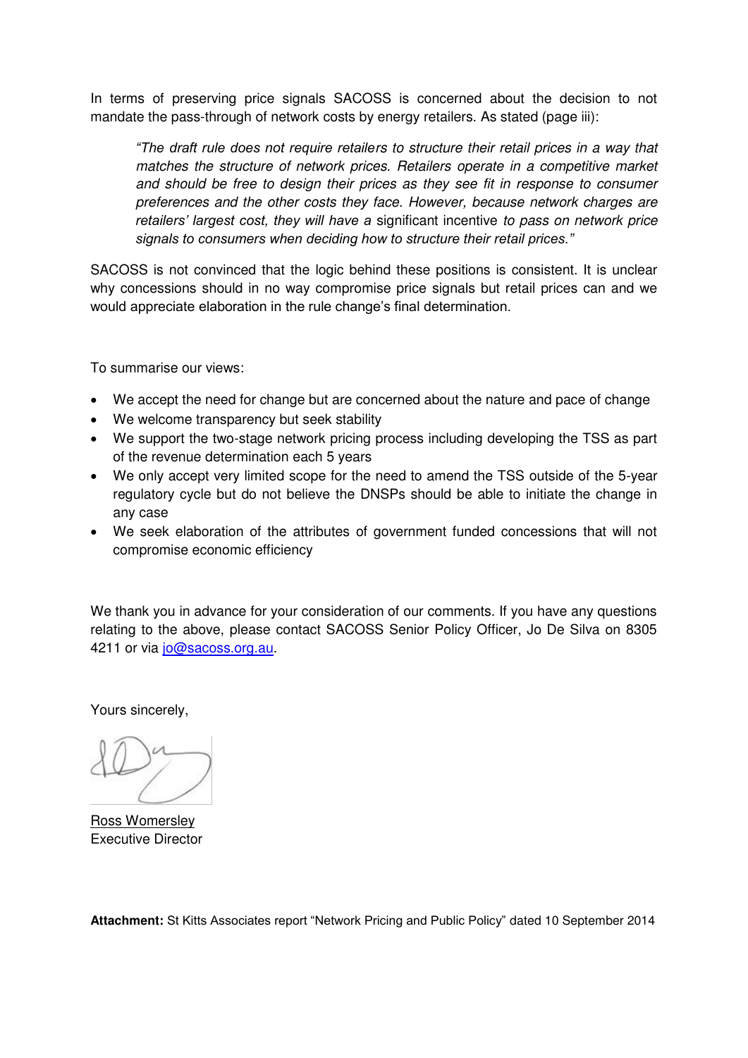In terms of preserving price signals SACOSS is concerned about the decision to not mandate the pass-through of network costs by energy retailers. As stated (page iii):

> *"The draft rule does not require retailers to structure their retail prices in a way that matches the structure of network prices. Retailers operate in a competitive market and should be free to design their prices as they see fit in response to consumer preferences and the other costs they face. However, because network charges are retailers' largest cost, they will have a* significant incentive *to pass on network price signals to consumers when deciding how to structure their retail prices."*

SACOSS is not convinced that the logic behind these positions is consistent. It is unclear why concessions should in no way compromise price signals but retail prices can and we would appreciate elaboration in the rule change's final determination.

To summarise our views:

- We accept the need for change but are concerned about the nature and pace of change
- We welcome transparency but seek stability
- We support the two-stage network pricing process including developing the TSS as part of the revenue determination each 5 years
- We only accept very limited scope for the need to amend the TSS outside of the 5-year regulatory cycle but do not believe the DNSPs should be able to initiate the change in any case
- We seek elaboration of the attributes of government funded concessions that will not compromise economic efficiency

We thank you in advance for your consideration of our comments. If you have any questions relating to the above, please contact SACOSS Senior Policy Officer, Jo De Silva on 8305 4211 or via jo@sacoss.org.au.

Yours sincerely,

Ross Womersley
Executive Director

**Attachment:** St Kitts Associates report "Network Pricing and Public Policy" dated 10 September 2014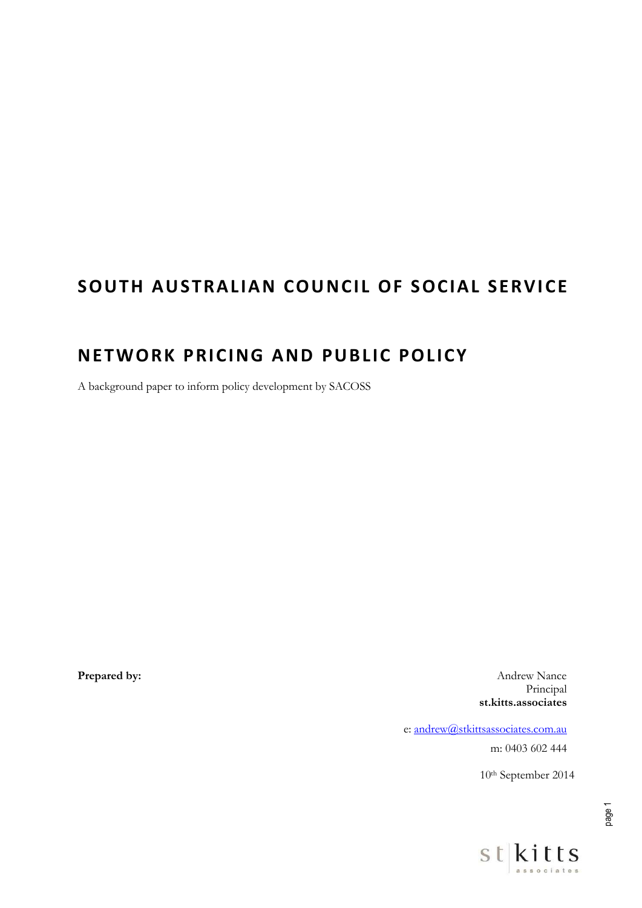# SOUTH AUSTRALIAN COUNCIL OF SOCIAL SERVICE

# NETWORK PRICING AND PUBLIC POLICY

A background paper to inform policy development by SACOSS

**Prepared by:**

Andrew Nance
Principal
**st.kitts.associates**

e: andrew@stkittsassociates.com.au

m: 0403 602 444

10th September 2014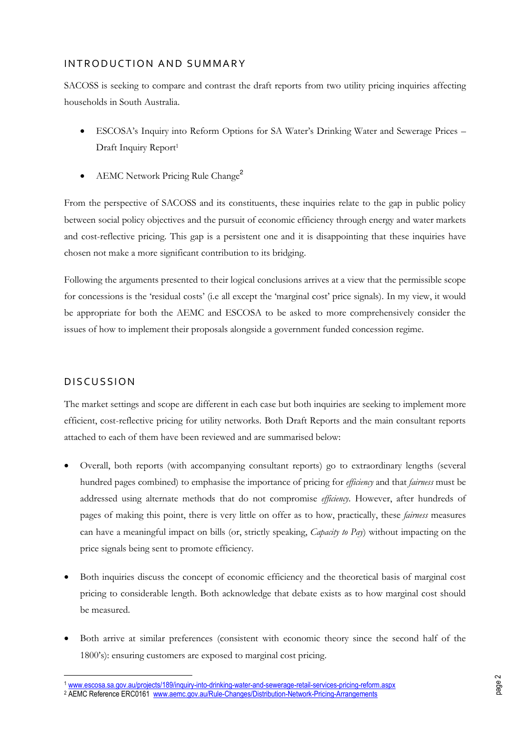## INTRODUCTION AND SUMMARY

SACOSS is seeking to compare and contrast the draft reports from two utility pricing inquiries affecting households in South Australia.

- ESCOSA's Inquiry into Reform Options for SA Water's Drinking Water and Sewerage Prices – Draft Inquiry Report[1]
- AEMC Network Pricing Rule Change[2]

From the perspective of SACOSS and its constituents, these inquiries relate to the gap in public policy between social policy objectives and the pursuit of economic efficiency through energy and water markets and cost-reflective pricing. This gap is a persistent one and it is disappointing that these inquiries have chosen not make a more significant contribution to its bridging.

Following the arguments presented to their logical conclusions arrives at a view that the permissible scope for concessions is the 'residual costs' (i.e all except the 'marginal cost' price signals). In my view, it would be appropriate for both the AEMC and ESCOSA to be asked to more comprehensively consider the issues of how to implement their proposals alongside a government funded concession regime.

## DISCUSSION

The market settings and scope are different in each case but both inquiries are seeking to implement more efficient, cost-reflective pricing for utility networks. Both Draft Reports and the main consultant reports attached to each of them have been reviewed and are summarised below:

- Overall, both reports (with accompanying consultant reports) go to extraordinary lengths (several hundred pages combined) to emphasise the importance of pricing for *efficiency* and that *fairness* must be addressed using alternate methods that do not compromise *efficiency*. However, after hundreds of pages of making this point, there is very little on offer as to how, practically, these *fairness* measures can have a meaningful impact on bills (or, strictly speaking, *Capacity to Pay*) without impacting on the price signals being sent to promote efficiency.
- Both inquiries discuss the concept of economic efficiency and the theoretical basis of marginal cost pricing to considerable length. Both acknowledge that debate exists as to how marginal cost should be measured.
- Both arrive at similar preferences (consistent with economic theory since the second half of the 1800's): ensuring customers are exposed to marginal cost pricing.

---

[1] www.escosa.sa.gov.au/projects/189/inquiry-into-drinking-water-and-sewerage-retail-services-pricing-reform.aspx

[2] AEMC Reference ERC0161 www.aemc.gov.au/Rule-Changes/Distribution-Network-Pricing-Arrangements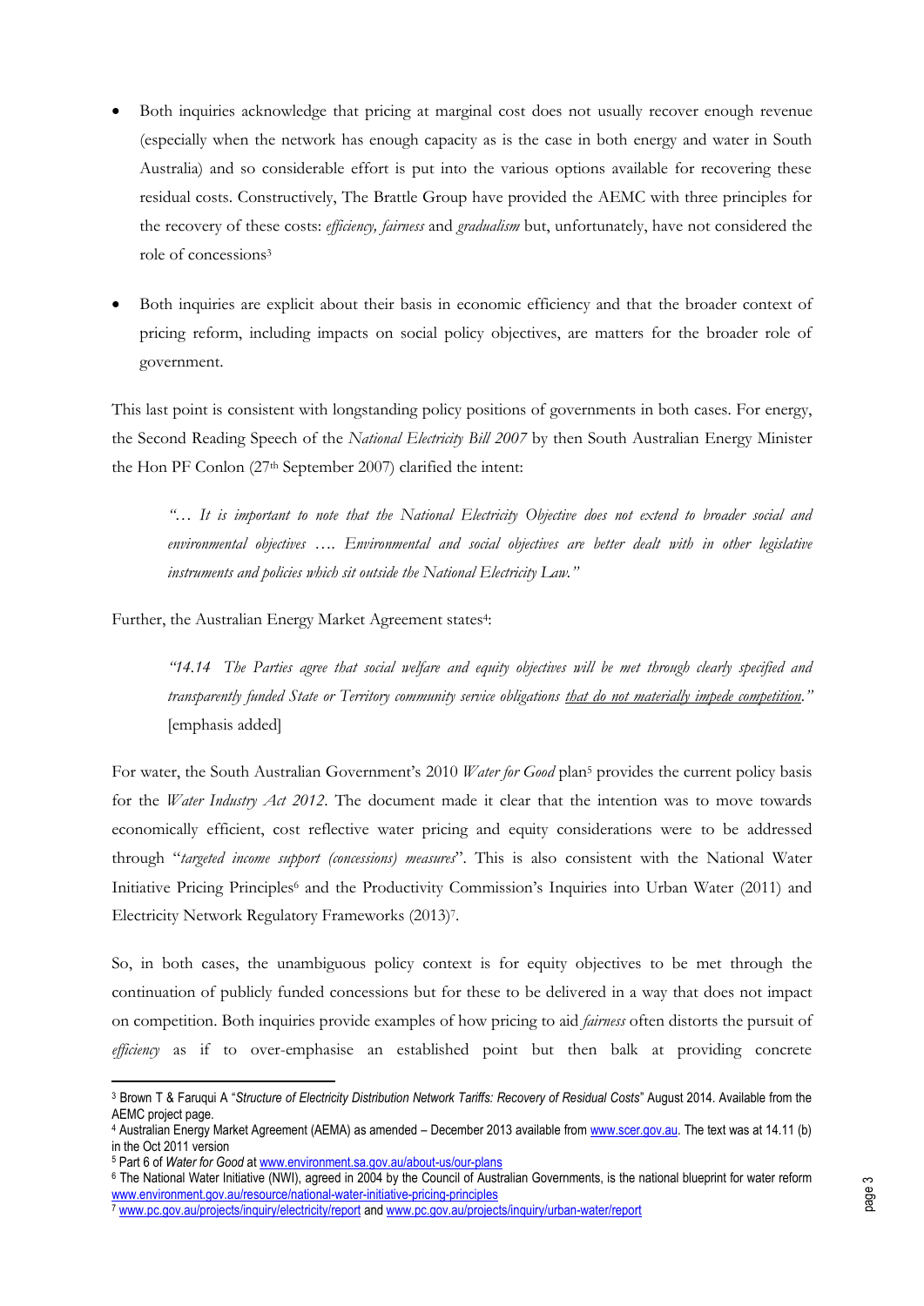- Both inquiries acknowledge that pricing at marginal cost does not usually recover enough revenue (especially when the network has enough capacity as is the case in both energy and water in South Australia) and so considerable effort is put into the various options available for recovering these residual costs. Constructively, The Brattle Group have provided the AEMC with three principles for the recovery of these costs: *efficiency, fairness* and *gradualism* but, unfortunately, have not considered the role of concessions[3]

- Both inquiries are explicit about their basis in economic efficiency and that the broader context of pricing reform, including impacts on social policy objectives, are matters for the broader role of government.

This last point is consistent with longstanding policy positions of governments in both cases. For energy, the Second Reading Speech of the *National Electricity Bill 2007* by then South Australian Energy Minister the Hon PF Conlon (27th September 2007) clarified the intent:

> *"… It is important to note that the National Electricity Objective does not extend to broader social and environmental objectives …. Environmental and social objectives are better dealt with in other legislative instruments and policies which sit outside the National Electricity Law."*

Further, the Australian Energy Market Agreement states[4]:

> *"14.14 The Parties agree that social welfare and equity objectives will be met through clearly specified and transparently funded State or Territory community service obligations <u>that do not materially impede competition</u>."* [emphasis added]

For water, the South Australian Government's 2010 *Water for Good* plan[5] provides the current policy basis for the *Water Industry Act 2012*. The document made it clear that the intention was to move towards economically efficient, cost reflective water pricing and equity considerations were to be addressed through "*targeted income support (concessions) measures*". This is also consistent with the National Water Initiative Pricing Principles[6] and the Productivity Commission's Inquiries into Urban Water (2011) and Electricity Network Regulatory Frameworks (2013)[7].

So, in both cases, the unambiguous policy context is for equity objectives to be met through the continuation of publicly funded concessions but for these to be delivered in a way that does not impact on competition. Both inquiries provide examples of how pricing to aid *fairness* often distorts the pursuit of *efficiency* as if to over-emphasise an established point but then balk at providing concrete

---

[3] Brown T & Faruqui A "*Structure of Electricity Distribution Network Tariffs: Recovery of Residual Costs*" August 2014. Available from the AEMC project page.

[4] Australian Energy Market Agreement (AEMA) as amended – December 2013 available from www.scer.gov.au. The text was at 14.11 (b) in the Oct 2011 version

[5] Part 6 of *Water for Good* at www.environment.sa.gov.au/about-us/our-plans

[6] The National Water Initiative (NWI), agreed in 2004 by the Council of Australian Governments, is the national blueprint for water reform www.environment.gov.au/resource/national-water-initiative-pricing-principles

[7] www.pc.gov.au/projects/inquiry/electricity/report and www.pc.gov.au/projects/inquiry/urban-water/report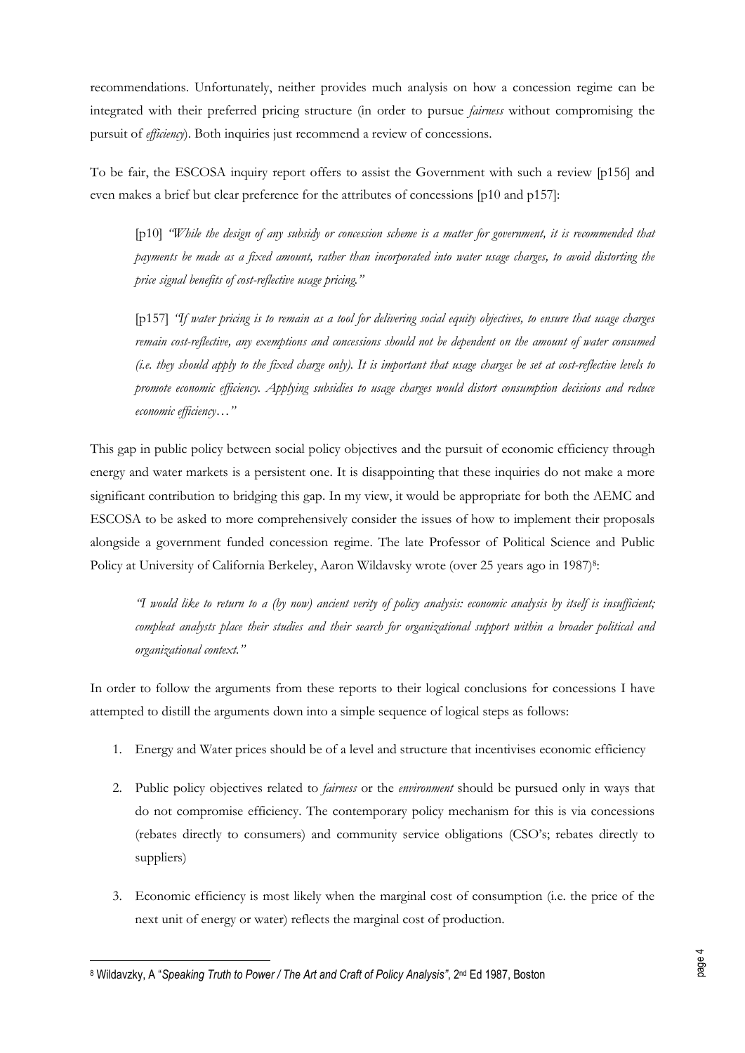recommendations. Unfortunately, neither provides much analysis on how a concession regime can be integrated with their preferred pricing structure (in order to pursue *fairness* without compromising the pursuit of *efficiency*). Both inquiries just recommend a review of concessions.

To be fair, the ESCOSA inquiry report offers to assist the Government with such a review [p156] and even makes a brief but clear preference for the attributes of concessions [p10 and p157]:

> [p10] *"While the design of any subsidy or concession scheme is a matter for government, it is recommended that payments be made as a fixed amount, rather than incorporated into water usage charges, to avoid distorting the price signal benefits of cost-reflective usage pricing."*
>
> [p157] *"If water pricing is to remain as a tool for delivering social equity objectives, to ensure that usage charges remain cost-reflective, any exemptions and concessions should not be dependent on the amount of water consumed (i.e. they should apply to the fixed charge only). It is important that usage charges be set at cost-reflective levels to promote economic efficiency. Applying subsidies to usage charges would distort consumption decisions and reduce economic efficiency…"*

This gap in public policy between social policy objectives and the pursuit of economic efficiency through energy and water markets is a persistent one. It is disappointing that these inquiries do not make a more significant contribution to bridging this gap. In my view, it would be appropriate for both the AEMC and ESCOSA to be asked to more comprehensively consider the issues of how to implement their proposals alongside a government funded concession regime. The late Professor of Political Science and Public Policy at University of California Berkeley, Aaron Wildavsky wrote (over 25 years ago in 1987)[8]:

> *"I would like to return to a (by now) ancient verity of policy analysis: economic analysis by itself is insufficient; compleat analysts place their studies and their search for organizational support within a broader political and organizational context."*

In order to follow the arguments from these reports to their logical conclusions for concessions I have attempted to distill the arguments down into a simple sequence of logical steps as follows:

1. Energy and Water prices should be of a level and structure that incentivises economic efficiency
2. Public policy objectives related to *fairness* or the *environment* should be pursued only in ways that do not compromise efficiency. The contemporary policy mechanism for this is via concessions (rebates directly to consumers) and community service obligations (CSO's; rebates directly to suppliers)
3. Economic efficiency is most likely when the marginal cost of consumption (i.e. the price of the next unit of energy or water) reflects the marginal cost of production.

[8] Wildavzky, A "*Speaking Truth to Power / The Art and Craft of Policy Analysis"*, 2nd Ed 1987, Boston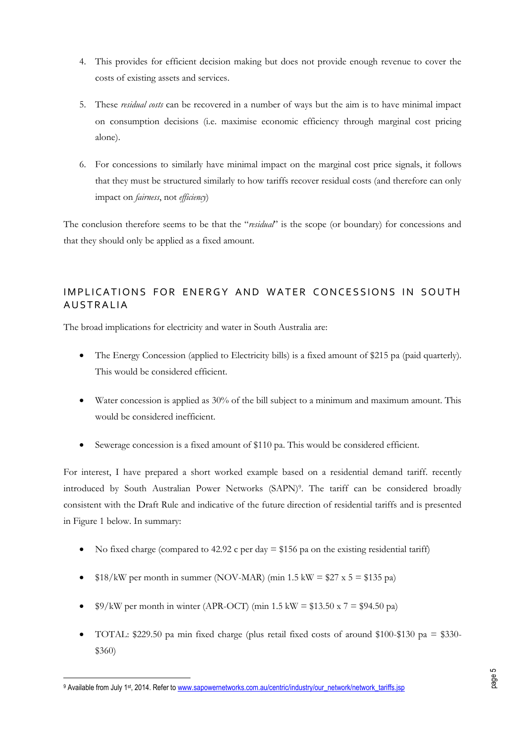4. This provides for efficient decision making but does not provide enough revenue to cover the costs of existing assets and services.

5. These *residual costs* can be recovered in a number of ways but the aim is to have minimal impact on consumption decisions (i.e. maximise economic efficiency through marginal cost pricing alone).

6. For concessions to similarly have minimal impact on the marginal cost price signals, it follows that they must be structured similarly to how tariffs recover residual costs (and therefore can only impact on *fairness*, not *efficiency*)

The conclusion therefore seems to be that the "*residual*" is the scope (or boundary) for concessions and that they should only be applied as a fixed amount.

## IMPLICATIONS FOR ENERGY AND WATER CONCESSIONS IN SOUTH AUSTRALIA

The broad implications for electricity and water in South Australia are:

- The Energy Concession (applied to Electricity bills) is a fixed amount of $215 pa (paid quarterly). This would be considered efficient.
- Water concession is applied as 30% of the bill subject to a minimum and maximum amount. This would be considered inefficient.
- Sewerage concession is a fixed amount of $110 pa. This would be considered efficient.

For interest, I have prepared a short worked example based on a residential demand tariff. recently introduced by South Australian Power Networks (SAPN)[9]. The tariff can be considered broadly consistent with the Draft Rule and indicative of the future direction of residential tariffs and is presented in Figure 1 below. In summary:

- No fixed charge (compared to 42.92 c per day = $156 pa on the existing residential tariff)
- $18/kW per month in summer (NOV-MAR) (min 1.5 kW = $27 x 5 = $135 pa)
- $9/kW per month in winter (APR-OCT) (min 1.5 kW = $13.50 x 7 = $94.50 pa)
- TOTAL: $229.50 pa min fixed charge (plus retail fixed costs of around $100-$130 pa = $330-$360)

[9] Available from July 1st, 2014. Refer to www.sapowernetworks.com.au/centric/industry/our_network/network_tariffs.jsp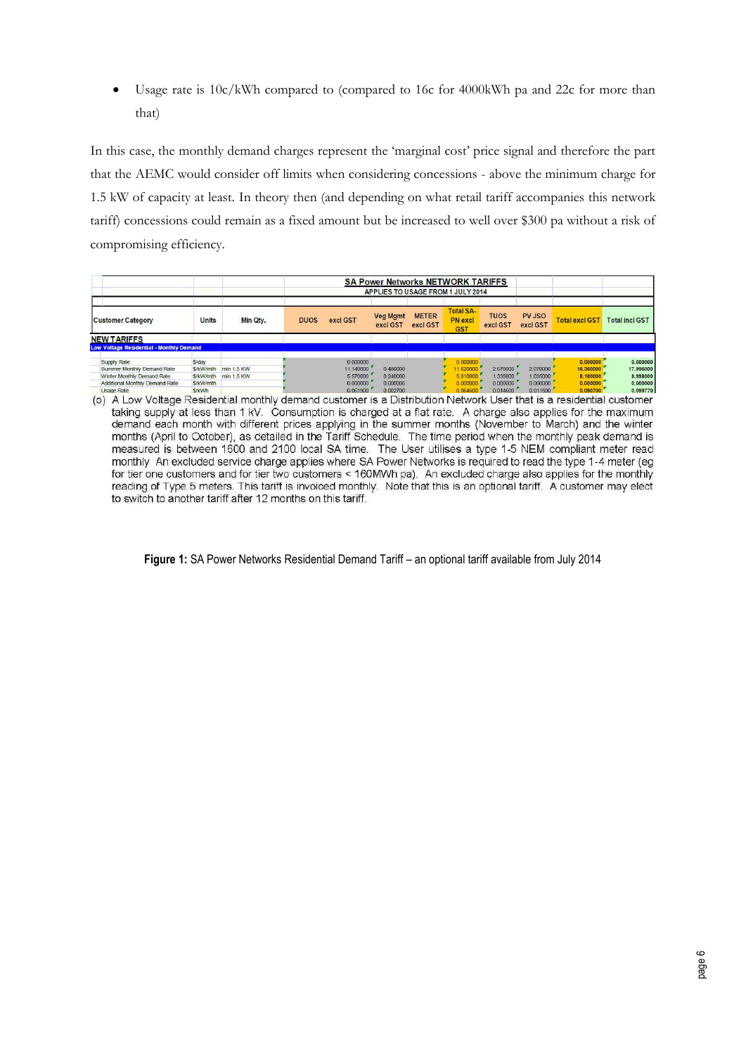- Usage rate is 10c/kWh compared to (compared to 16c for 4000kWh pa and 22c for more than that)

In this case, the monthly demand charges represent the 'marginal cost' price signal and therefore the part that the AEMC would consider off limits when considering concessions - above the minimum charge for 1.5 kW of capacity at least. In theory then (and depending on what retail tariff accompanies this network tariff) concessions could remain as a fixed amount but be increased to well over $300 pa without a risk of compromising efficiency.

**SA Power Networks NETWORK TARIFFS**
APPLIES TO USAGE FROM 1 JULY 2014

| Customer Category | Units | Min Qty. | DUOS excl GST | Veg Mgmt excl GST | METER excl GST | Total SA-PN excl GST | TUOS excl GST | PV JSO excl GST | Total excl GST | Total incl GST |
|---|---|---|---|---|---|---|---|---|---|---|
| **NEW TARIFFS** | | | | | | | | | | |
| **Low Voltage Residential - Monthly Demand** | | | | | | | | | | |
| Supply Rate | $/day | | 0.000000 | | | 0.000000 | | | 0.000000 | 0.000000 |
| Summer Monthly Demand Rate | $/kW/mth | min 1.5 KW | 11.140000 | 0.480000 | | 11.620000 | 2.670000 | 2.070000 | 16.360000 | 17.996000 |
| Winter Monthly Demand Rate | $/kW/mth | min 1.5 KW | 5.570000 | 0.240000 | | 5.810000 | 1.335000 | 1.035000 | 8.180000 | 8.998000 |
| Additional Monthly Demand Rate | $/kW/mth | | 0.000000 | 0.000000 | | 0.000000 | 0.000000 | 0.000000 | 0.000000 | 0.000000 |
| Usage Rate | $/kWh | | 0.061900 | 0.002700 | | 0.064600 | 0.014600 | 0.011500 | 0.090700 | 0.099770 |

(o) A Low Voltage Residential monthly demand customer is a Distribution Network User that is a residential customer taking supply at less than 1 kV. Consumption is charged at a flat rate. A charge also applies for the maximum demand each month with different prices applying in the summer months (November to March) and the winter months (April to October), as detailed in the Tariff Schedule. The time period when the monthly peak demand is measured is between 1600 and 2100 local SA time. The User utilises a type 1-5 NEM compliant meter read monthly An excluded service charge applies where SA Power Networks is required to read the type 1-4 meter (eg for tier one customers and for tier two customers < 160MWh pa). An excluded charge also applies for the monthly reading of Type 5 meters. This tariff is invoiced monthly. Note that this is an optional tariff. A customer may elect to switch to another tariff after 12 months on this tariff.

**Figure 1:** SA Power Networks Residential Demand Tariff – an optional tariff available from July 2014